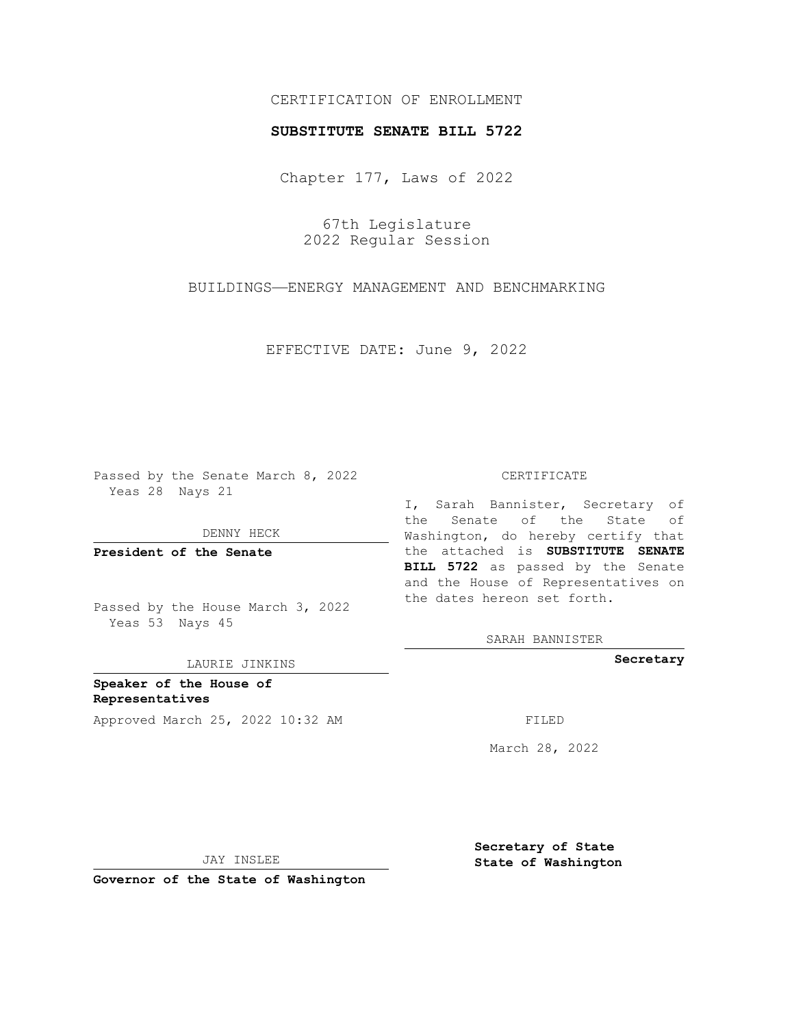CERTIFICATION OF ENROLLMENT

**SUBSTITUTE SENATE BILL 5722**

Chapter 177, Laws of 2022

67th Legislature
2022 Regular Session

BUILDINGS—ENERGY MANAGEMENT AND BENCHMARKING

EFFECTIVE DATE: June 9, 2022

Passed by the Senate March 8, 2022
Yeas 28 Nays 21

DENNY HECK

**President of the Senate**

Passed by the House March 3, 2022
Yeas 53 Nays 45

LAURIE JINKINS

**Speaker of the House of Representatives**

Approved March 25, 2022 10:32 AM

JAY INSLEE

**Governor of the State of Washington**

CERTIFICATE

I, Sarah Bannister, Secretary of the Senate of the State of Washington, do hereby certify that the attached is **SUBSTITUTE SENATE BILL 5722** as passed by the Senate and the House of Representatives on the dates hereon set forth.

SARAH BANNISTER

**Secretary**

FILED

March 28, 2022

**Secretary of State**
**State of Washington**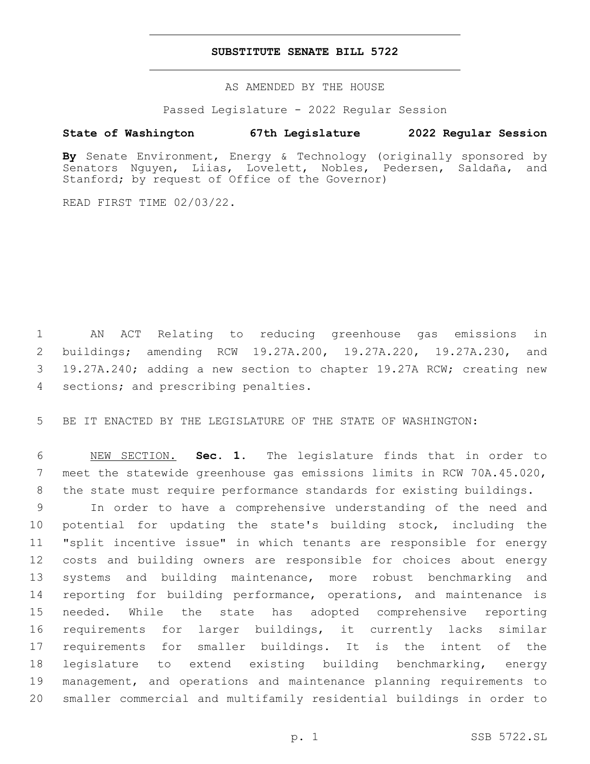# SUBSTITUTE SENATE BILL 5722

AS AMENDED BY THE HOUSE

Passed Legislature - 2022 Regular Session

**State of Washington 67th Legislature 2022 Regular Session**

**By** Senate Environment, Energy & Technology (originally sponsored by Senators Nguyen, Liias, Lovelett, Nobles, Pedersen, Saldaña, and Stanford; by request of Office of the Governor)

READ FIRST TIME 02/03/22.

AN ACT Relating to reducing greenhouse gas emissions in buildings; amending RCW 19.27A.200, 19.27A.220, 19.27A.230, and 19.27A.240; adding a new section to chapter 19.27A RCW; creating new sections; and prescribing penalties.

BE IT ENACTED BY THE LEGISLATURE OF THE STATE OF WASHINGTON:

NEW SECTION. **Sec. 1.** The legislature finds that in order to meet the statewide greenhouse gas emissions limits in RCW 70A.45.020, the state must require performance standards for existing buildings.

In order to have a comprehensive understanding of the need and potential for updating the state's building stock, including the "split incentive issue" in which tenants are responsible for energy costs and building owners are responsible for choices about energy systems and building maintenance, more robust benchmarking and reporting for building performance, operations, and maintenance is needed. While the state has adopted comprehensive reporting requirements for larger buildings, it currently lacks similar requirements for smaller buildings. It is the intent of the legislature to extend existing building benchmarking, energy management, and operations and maintenance planning requirements to smaller commercial and multifamily residential buildings in order to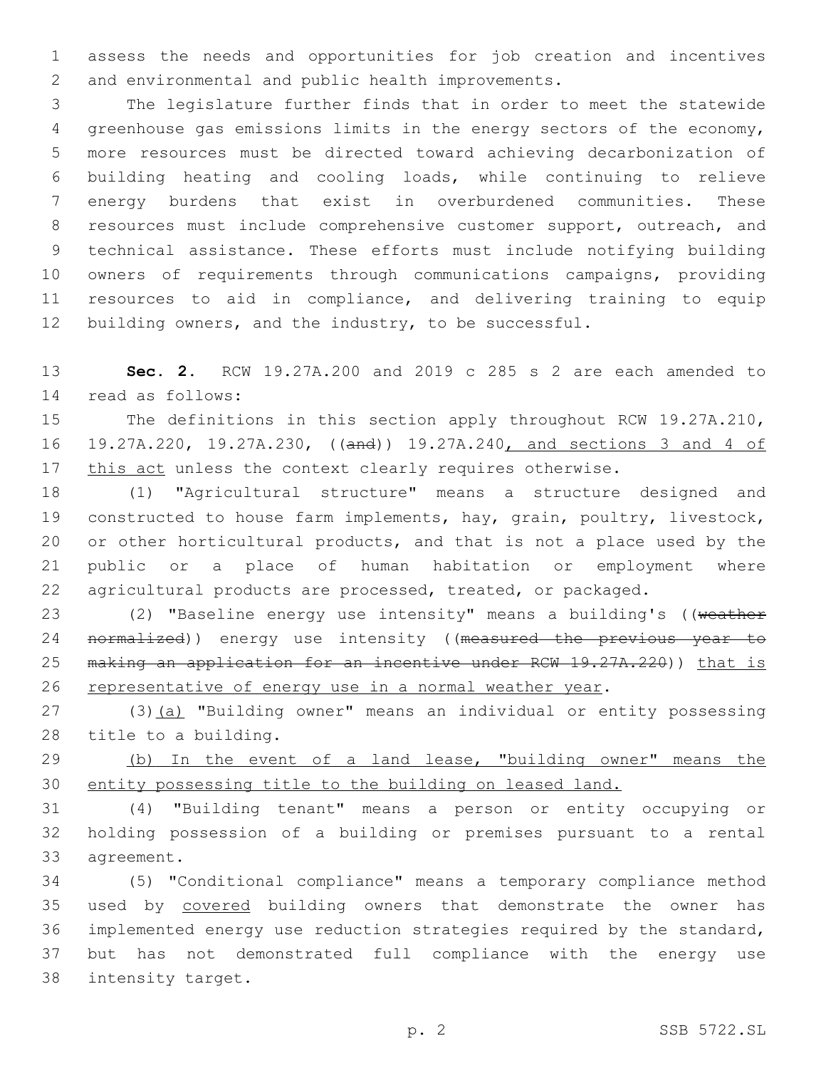assess the needs and opportunities for job creation and incentives and environmental and public health improvements.

The legislature further finds that in order to meet the statewide greenhouse gas emissions limits in the energy sectors of the economy, more resources must be directed toward achieving decarbonization of building heating and cooling loads, while continuing to relieve energy burdens that exist in overburdened communities. These resources must include comprehensive customer support, outreach, and technical assistance. These efforts must include notifying building owners of requirements through communications campaigns, providing resources to aid in compliance, and delivering training to equip building owners, and the industry, to be successful.

**Sec. 2.** RCW 19.27A.200 and 2019 c 285 s 2 are each amended to read as follows:

The definitions in this section apply throughout RCW 19.27A.210, 19.27A.220, 19.27A.230, ((and)) 19.27A.240, and sections 3 and 4 of this act unless the context clearly requires otherwise.

(1) "Agricultural structure" means a structure designed and constructed to house farm implements, hay, grain, poultry, livestock, or other horticultural products, and that is not a place used by the public or a place of human habitation or employment where agricultural products are processed, treated, or packaged.

(2) "Baseline energy use intensity" means a building's ((~~weather normalized~~)) energy use intensity ((~~measured the previous year to making an application for an incentive under RCW 19.27A.220~~)) that is representative of energy use in a normal weather year.

(3)(a) "Building owner" means an individual or entity possessing title to a building.

(b) In the event of a land lease, "building owner" means the entity possessing title to the building on leased land.

(4) "Building tenant" means a person or entity occupying or holding possession of a building or premises pursuant to a rental agreement.

(5) "Conditional compliance" means a temporary compliance method used by covered building owners that demonstrate the owner has implemented energy use reduction strategies required by the standard, but has not demonstrated full compliance with the energy use intensity target.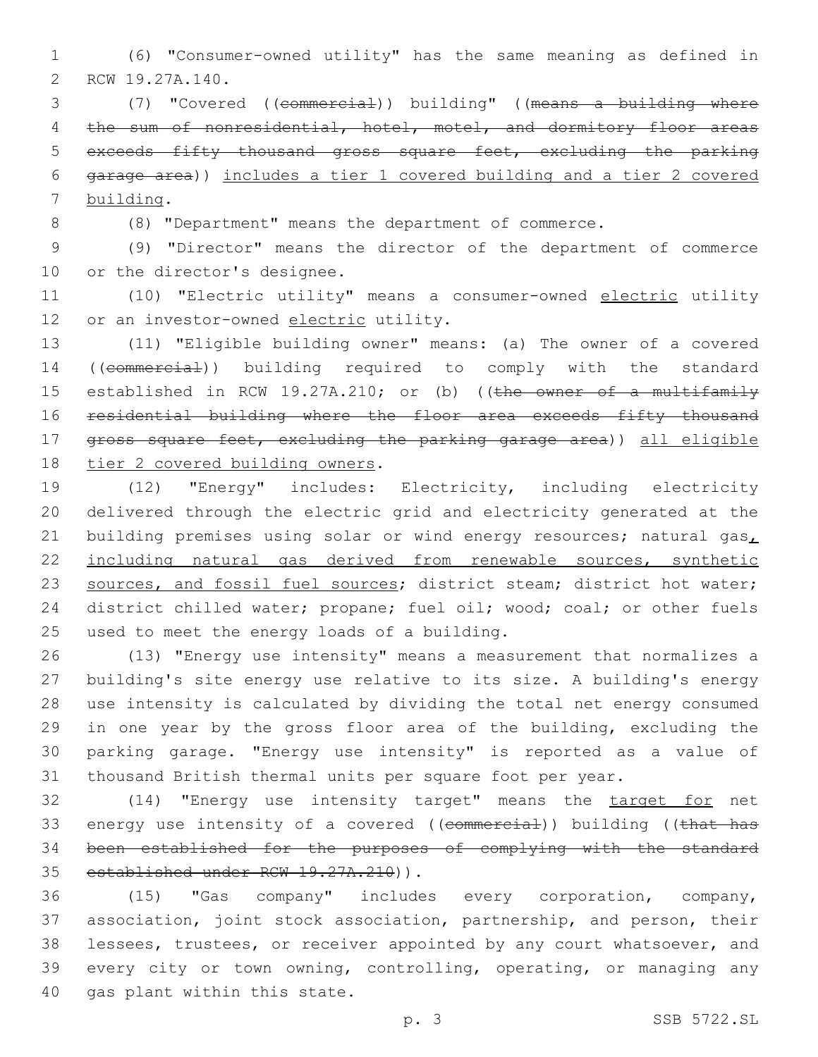(6) "Consumer-owned utility" has the same meaning as defined in RCW 19.27A.140.

(7) "Covered ((~~commercial~~)) building" ((~~means a building where the sum of nonresidential, hotel, motel, and dormitory floor areas exceeds fifty thousand gross square feet, excluding the parking garage area~~)) <u>includes a tier 1 covered building and a tier 2 covered building</u>.

(8) "Department" means the department of commerce.

(9) "Director" means the director of the department of commerce or the director's designee.

(10) "Electric utility" means a consumer-owned <u>electric</u> utility or an investor-owned <u>electric</u> utility.

(11) "Eligible building owner" means: (a) The owner of a covered ((~~commercial~~)) building required to comply with the standard established in RCW 19.27A.210; or (b) ((~~the owner of a multifamily residential building where the floor area exceeds fifty thousand gross square feet, excluding the parking garage area~~)) <u>all eligible tier 2 covered building owners</u>.

(12) "Energy" includes: Electricity, including electricity delivered through the electric grid and electricity generated at the building premises using solar or wind energy resources; natural gas<u>, including natural gas derived from renewable sources, synthetic sources, and fossil fuel sources</u>; district steam; district hot water; district chilled water; propane; fuel oil; wood; coal; or other fuels used to meet the energy loads of a building.

(13) "Energy use intensity" means a measurement that normalizes a building's site energy use relative to its size. A building's energy use intensity is calculated by dividing the total net energy consumed in one year by the gross floor area of the building, excluding the parking garage. "Energy use intensity" is reported as a value of thousand British thermal units per square foot per year.

(14) "Energy use intensity target" means the <u>target for</u> net energy use intensity of a covered ((~~commercial~~)) building ((~~that has been established for the purposes of complying with the standard established under RCW 19.27A.210~~)).

(15) "Gas company" includes every corporation, company, association, joint stock association, partnership, and person, their lessees, trustees, or receiver appointed by any court whatsoever, and every city or town owning, controlling, operating, or managing any gas plant within this state.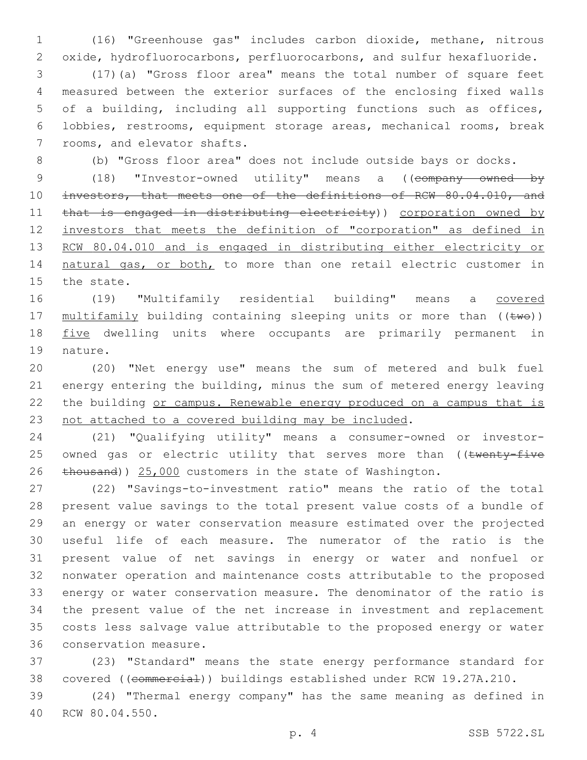(16) "Greenhouse gas" includes carbon dioxide, methane, nitrous oxide, hydrofluorocarbons, perfluorocarbons, and sulfur hexafluoride.

(17)(a) "Gross floor area" means the total number of square feet measured between the exterior surfaces of the enclosing fixed walls of a building, including all supporting functions such as offices, lobbies, restrooms, equipment storage areas, mechanical rooms, break rooms, and elevator shafts.

(b) "Gross floor area" does not include outside bays or docks.

(18) "Investor-owned utility" means a ((~~company owned by investors, that meets one of the definitions of RCW 80.04.010, and that is engaged in distributing electricity~~)) <u>corporation owned by investors that meets the definition of "corporation" as defined in RCW 80.04.010 and is engaged in distributing either electricity or natural gas, or both,</u> to more than one retail electric customer in the state.

(19) "Multifamily residential building" means a <u>covered multifamily</u> building containing sleeping units or more than ((~~two~~)) <u>five</u> dwelling units where occupants are primarily permanent in nature.

(20) "Net energy use" means the sum of metered and bulk fuel energy entering the building, minus the sum of metered energy leaving the building <u>or campus. Renewable energy produced on a campus that is not attached to a covered building may be included</u>.

(21) "Qualifying utility" means a consumer-owned or investor-owned gas or electric utility that serves more than ((~~twenty-five thousand~~)) <u>25,000</u> customers in the state of Washington.

(22) "Savings-to-investment ratio" means the ratio of the total present value savings to the total present value costs of a bundle of an energy or water conservation measure estimated over the projected useful life of each measure. The numerator of the ratio is the present value of net savings in energy or water and nonfuel or nonwater operation and maintenance costs attributable to the proposed energy or water conservation measure. The denominator of the ratio is the present value of the net increase in investment and replacement costs less salvage value attributable to the proposed energy or water conservation measure.

(23) "Standard" means the state energy performance standard for covered ((~~commercial~~)) buildings established under RCW 19.27A.210.

(24) "Thermal energy company" has the same meaning as defined in RCW 80.04.550.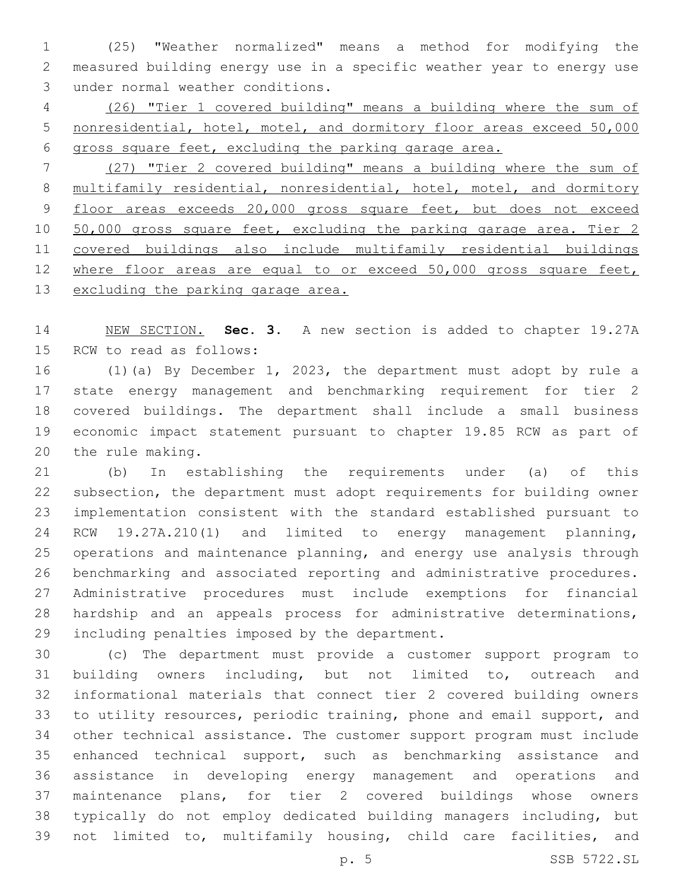(25) "Weather normalized" means a method for modifying the measured building energy use in a specific weather year to energy use under normal weather conditions.

(26) "Tier 1 covered building" means a building where the sum of nonresidential, hotel, motel, and dormitory floor areas exceed 50,000 gross square feet, excluding the parking garage area.

(27) "Tier 2 covered building" means a building where the sum of multifamily residential, nonresidential, hotel, motel, and dormitory floor areas exceeds 20,000 gross square feet, but does not exceed 50,000 gross square feet, excluding the parking garage area. Tier 2 covered buildings also include multifamily residential buildings where floor areas are equal to or exceed 50,000 gross square feet, excluding the parking garage area.

NEW SECTION. **Sec. 3.** A new section is added to chapter 19.27A RCW to read as follows:

(1)(a) By December 1, 2023, the department must adopt by rule a state energy management and benchmarking requirement for tier 2 covered buildings. The department shall include a small business economic impact statement pursuant to chapter 19.85 RCW as part of the rule making.

(b) In establishing the requirements under (a) of this subsection, the department must adopt requirements for building owner implementation consistent with the standard established pursuant to RCW 19.27A.210(1) and limited to energy management planning, operations and maintenance planning, and energy use analysis through benchmarking and associated reporting and administrative procedures. Administrative procedures must include exemptions for financial hardship and an appeals process for administrative determinations, including penalties imposed by the department.

(c) The department must provide a customer support program to building owners including, but not limited to, outreach and informational materials that connect tier 2 covered building owners to utility resources, periodic training, phone and email support, and other technical assistance. The customer support program must include enhanced technical support, such as benchmarking assistance and assistance in developing energy management and operations and maintenance plans, for tier 2 covered buildings whose owners typically do not employ dedicated building managers including, but not limited to, multifamily housing, child care facilities, and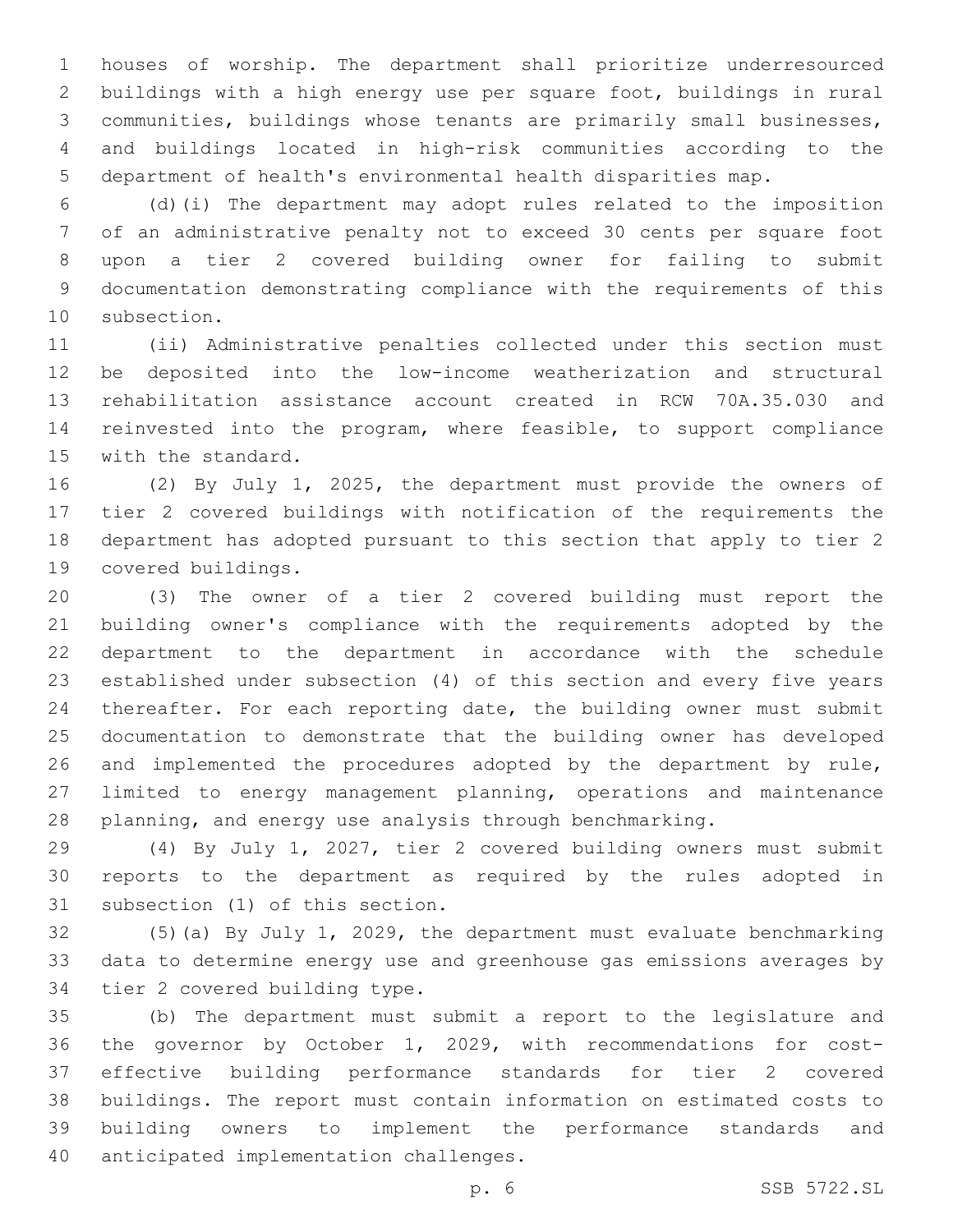houses of worship. The department shall prioritize underresourced buildings with a high energy use per square foot, buildings in rural communities, buildings whose tenants are primarily small businesses, and buildings located in high-risk communities according to the department of health's environmental health disparities map.

(d)(i) The department may adopt rules related to the imposition of an administrative penalty not to exceed 30 cents per square foot upon a tier 2 covered building owner for failing to submit documentation demonstrating compliance with the requirements of this subsection.

(ii) Administrative penalties collected under this section must be deposited into the low-income weatherization and structural rehabilitation assistance account created in RCW 70A.35.030 and reinvested into the program, where feasible, to support compliance with the standard.

(2) By July 1, 2025, the department must provide the owners of tier 2 covered buildings with notification of the requirements the department has adopted pursuant to this section that apply to tier 2 covered buildings.

(3) The owner of a tier 2 covered building must report the building owner's compliance with the requirements adopted by the department to the department in accordance with the schedule established under subsection (4) of this section and every five years thereafter. For each reporting date, the building owner must submit documentation to demonstrate that the building owner has developed and implemented the procedures adopted by the department by rule, limited to energy management planning, operations and maintenance planning, and energy use analysis through benchmarking.

(4) By July 1, 2027, tier 2 covered building owners must submit reports to the department as required by the rules adopted in subsection (1) of this section.

(5)(a) By July 1, 2029, the department must evaluate benchmarking data to determine energy use and greenhouse gas emissions averages by tier 2 covered building type.

(b) The department must submit a report to the legislature and the governor by October 1, 2029, with recommendations for cost-effective building performance standards for tier 2 covered buildings. The report must contain information on estimated costs to building owners to implement the performance standards and anticipated implementation challenges.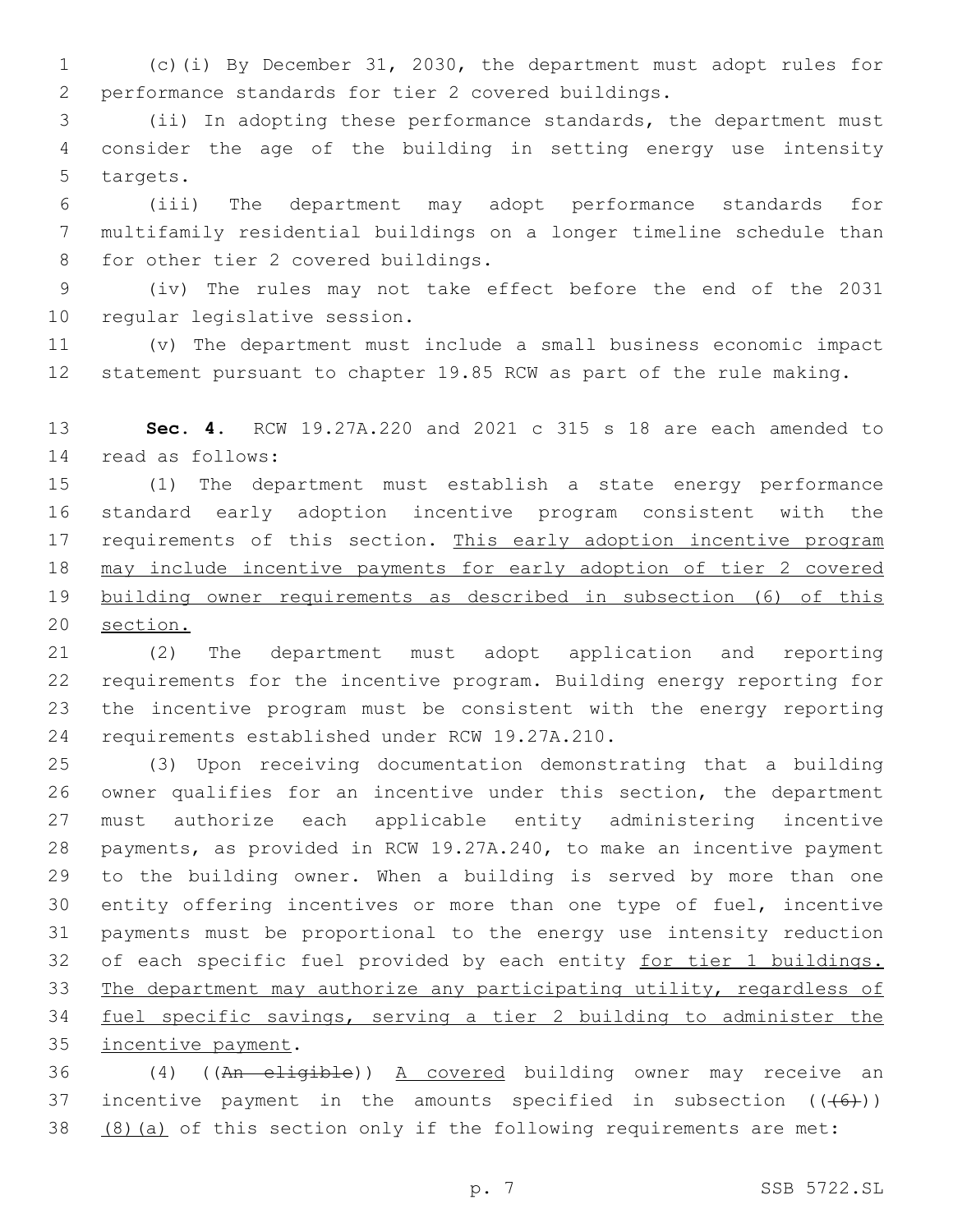(c)(i) By December 31, 2030, the department must adopt rules for performance standards for tier 2 covered buildings.

(ii) In adopting these performance standards, the department must consider the age of the building in setting energy use intensity targets.

(iii) The department may adopt performance standards for multifamily residential buildings on a longer timeline schedule than for other tier 2 covered buildings.

(iv) The rules may not take effect before the end of the 2031 regular legislative session.

(v) The department must include a small business economic impact statement pursuant to chapter 19.85 RCW as part of the rule making.

**Sec. 4.** RCW 19.27A.220 and 2021 c 315 s 18 are each amended to read as follows:

(1) The department must establish a state energy performance standard early adoption incentive program consistent with the requirements of this section. <u>This early adoption incentive program may include incentive payments for early adoption of tier 2 covered building owner requirements as described in subsection (6) of this section.</u>

(2) The department must adopt application and reporting requirements for the incentive program. Building energy reporting for the incentive program must be consistent with the energy reporting requirements established under RCW 19.27A.210.

(3) Upon receiving documentation demonstrating that a building owner qualifies for an incentive under this section, the department must authorize each applicable entity administering incentive payments, as provided in RCW 19.27A.240, to make an incentive payment to the building owner. When a building is served by more than one entity offering incentives or more than one type of fuel, incentive payments must be proportional to the energy use intensity reduction of each specific fuel provided by each entity <u>for tier 1 buildings. The department may authorize any participating utility, regardless of fuel specific savings, serving a tier 2 building to administer the incentive payment</u>.

(4) ((~~An eligible~~)) <u>A covered</u> building owner may receive an incentive payment in the amounts specified in subsection ((~~(6)~~)) <u>(8)(a)</u> of this section only if the following requirements are met: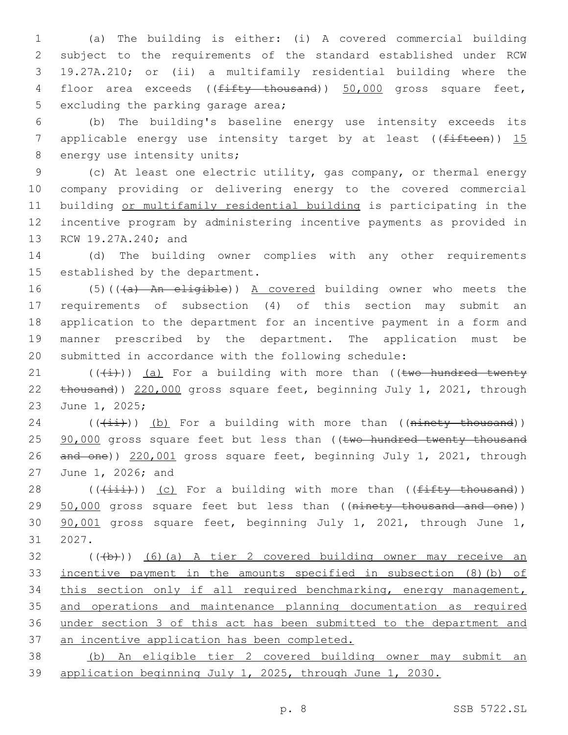(a) The building is either: (i) A covered commercial building subject to the requirements of the standard established under RCW 19.27A.210; or (ii) a multifamily residential building where the floor area exceeds ((~~fifty thousand~~)) <u>50,000</u> gross square feet, excluding the parking garage area;

(b) The building's baseline energy use intensity exceeds its applicable energy use intensity target by at least ((~~fifteen~~)) <u>15</u> energy use intensity units;

(c) At least one electric utility, gas company, or thermal energy company providing or delivering energy to the covered commercial building <u>or multifamily residential building</u> is participating in the incentive program by administering incentive payments as provided in RCW 19.27A.240; and

(d) The building owner complies with any other requirements established by the department.

(5)((~~(a) An eligible~~)) <u>A covered</u> building owner who meets the requirements of subsection (4) of this section may submit an application to the department for an incentive payment in a form and manner prescribed by the department. The application must be submitted in accordance with the following schedule:

((~~(i)~~)) <u>(a)</u> For a building with more than ((~~two hundred twenty thousand~~)) <u>220,000</u> gross square feet, beginning July 1, 2021, through June 1, 2025;

((~~(ii)~~)) <u>(b)</u> For a building with more than ((~~ninety thousand~~)) <u>90,000</u> gross square feet but less than ((~~two hundred twenty thousand and one~~)) <u>220,001</u> gross square feet, beginning July 1, 2021, through June 1, 2026; and

((~~(iii)~~)) <u>(c)</u> For a building with more than ((~~fifty thousand~~)) <u>50,000</u> gross square feet but less than ((~~ninety thousand and one~~)) <u>90,001</u> gross square feet, beginning July 1, 2021, through June 1, 2027.

((~~(b)~~)) <u>(6)(a) A tier 2 covered building owner may receive an incentive payment in the amounts specified in subsection (8)(b) of this section only if all required benchmarking, energy management, and operations and maintenance planning documentation as required under section 3 of this act has been submitted to the department and an incentive application has been completed.</u>

<u>(b) An eligible tier 2 covered building owner may submit an application beginning July 1, 2025, through June 1, 2030.</u>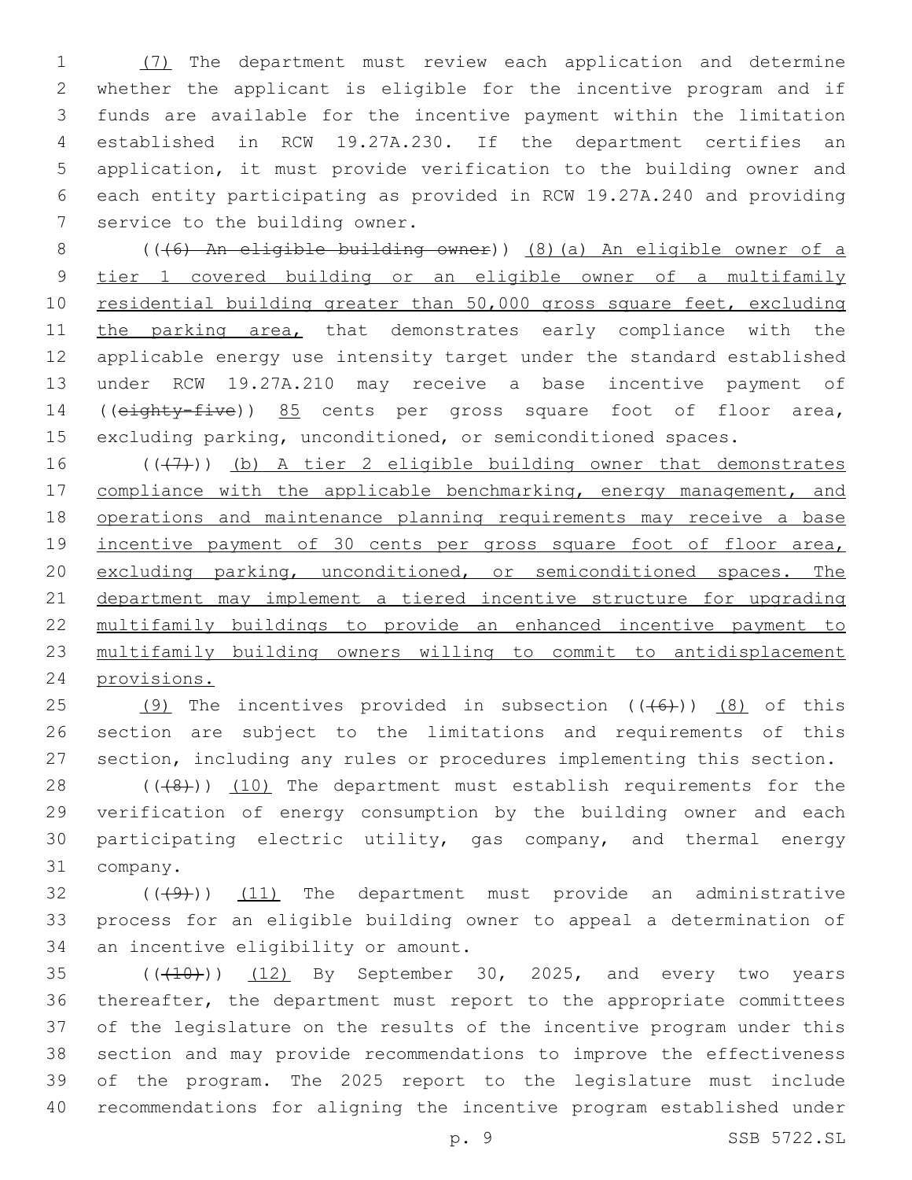(7) The department must review each application and determine whether the applicant is eligible for the incentive program and if funds are available for the incentive payment within the limitation established in RCW 19.27A.230. If the department certifies an application, it must provide verification to the building owner and each entity participating as provided in RCW 19.27A.240 and providing service to the building owner.

(((6) An eligible building owner)) (8)(a) An eligible owner of a tier 1 covered building or an eligible owner of a multifamily residential building greater than 50,000 gross square feet, excluding the parking area, that demonstrates early compliance with the applicable energy use intensity target under the standard established under RCW 19.27A.210 may receive a base incentive payment of ((eighty-five)) 85 cents per gross square foot of floor area, excluding parking, unconditioned, or semiconditioned spaces.

(((7))) (b) A tier 2 eligible building owner that demonstrates compliance with the applicable benchmarking, energy management, and operations and maintenance planning requirements may receive a base incentive payment of 30 cents per gross square foot of floor area, excluding parking, unconditioned, or semiconditioned spaces. The department may implement a tiered incentive structure for upgrading multifamily buildings to provide an enhanced incentive payment to multifamily building owners willing to commit to antidisplacement provisions.

(9) The incentives provided in subsection (((6))) (8) of this section are subject to the limitations and requirements of this section, including any rules or procedures implementing this section.

(((8))) (10) The department must establish requirements for the verification of energy consumption by the building owner and each participating electric utility, gas company, and thermal energy company.

(((9))) (11) The department must provide an administrative process for an eligible building owner to appeal a determination of an incentive eligibility or amount.

(((10))) (12) By September 30, 2025, and every two years thereafter, the department must report to the appropriate committees of the legislature on the results of the incentive program under this section and may provide recommendations to improve the effectiveness of the program. The 2025 report to the legislature must include recommendations for aligning the incentive program established under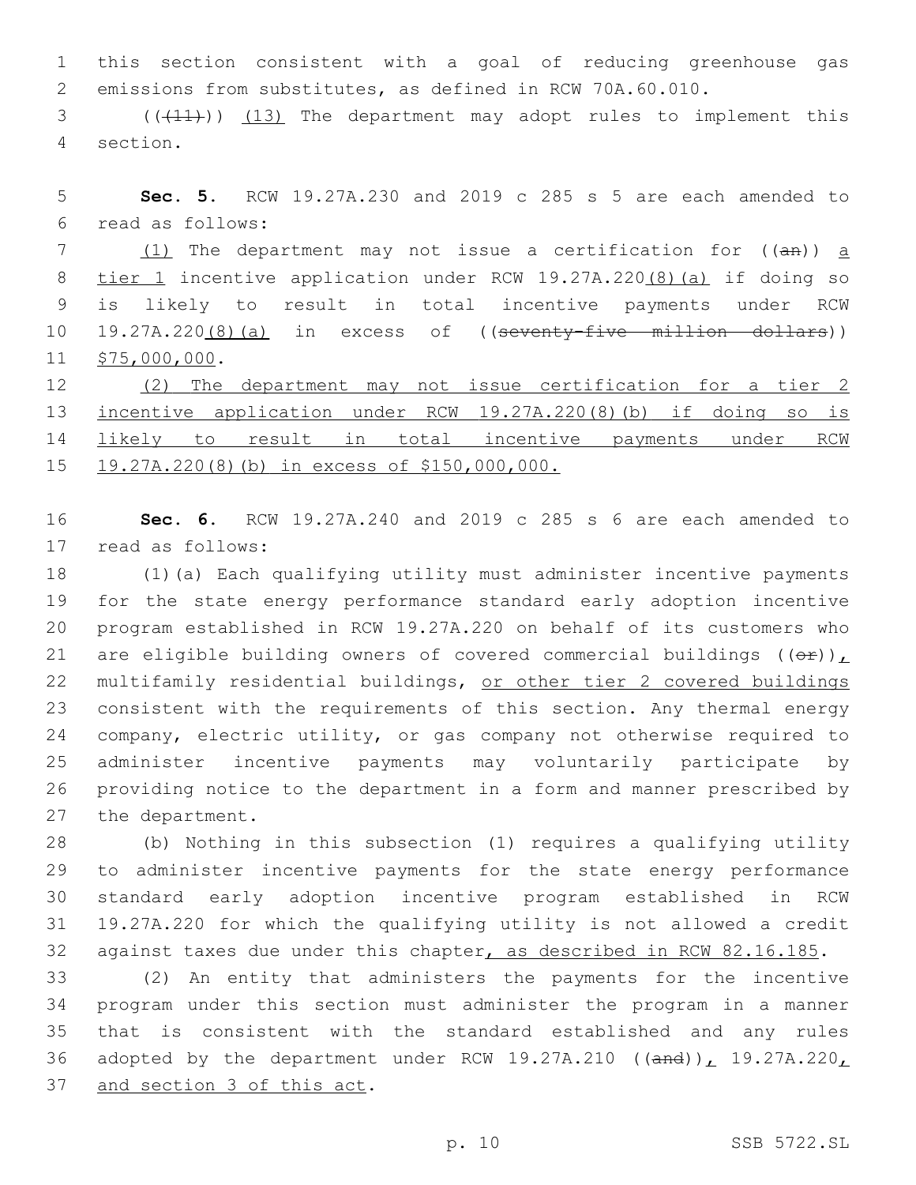this section consistent with a goal of reducing greenhouse gas emissions from substitutes, as defined in RCW 70A.60.010.

((~~(11)~~)) (13) The department may adopt rules to implement this section.

**Sec. 5.** RCW 19.27A.230 and 2019 c 285 s 5 are each amended to read as follows:

(1) The department may not issue a certification for ((~~an~~)) a tier 1 incentive application under RCW 19.27A.220(8)(a) if doing so is likely to result in total incentive payments under RCW 19.27A.220(8)(a) in excess of ((~~seventy-five million dollars~~)) $75,000,000.

(2) The department may not issue certification for a tier 2 incentive application under RCW 19.27A.220(8)(b) if doing so is likely to result in total incentive payments under RCW 19.27A.220(8)(b) in excess of $150,000,000.

**Sec. 6.** RCW 19.27A.240 and 2019 c 285 s 6 are each amended to read as follows:

(1)(a) Each qualifying utility must administer incentive payments for the state energy performance standard early adoption incentive program established in RCW 19.27A.220 on behalf of its customers who are eligible building owners of covered commercial buildings ((~~or~~)), multifamily residential buildings, or other tier 2 covered buildings consistent with the requirements of this section. Any thermal energy company, electric utility, or gas company not otherwise required to administer incentive payments may voluntarily participate by providing notice to the department in a form and manner prescribed by the department.

(b) Nothing in this subsection (1) requires a qualifying utility to administer incentive payments for the state energy performance standard early adoption incentive program established in RCW 19.27A.220 for which the qualifying utility is not allowed a credit against taxes due under this chapter, as described in RCW 82.16.185.

(2) An entity that administers the payments for the incentive program under this section must administer the program in a manner that is consistent with the standard established and any rules adopted by the department under RCW 19.27A.210 ((~~and~~)), 19.27A.220, and section 3 of this act.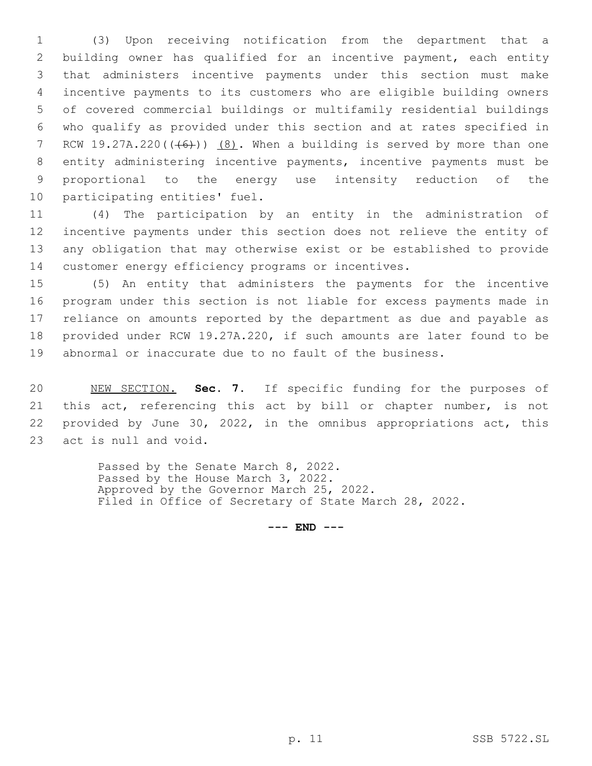(3) Upon receiving notification from the department that a building owner has qualified for an incentive payment, each entity that administers incentive payments under this section must make incentive payments to its customers who are eligible building owners of covered commercial buildings or multifamily residential buildings who qualify as provided under this section and at rates specified in RCW 19.27A.220((~~(6)~~)) (8). When a building is served by more than one entity administering incentive payments, incentive payments must be proportional to the energy use intensity reduction of the participating entities' fuel.

(4) The participation by an entity in the administration of incentive payments under this section does not relieve the entity of any obligation that may otherwise exist or be established to provide customer energy efficiency programs or incentives.

(5) An entity that administers the payments for the incentive program under this section is not liable for excess payments made in reliance on amounts reported by the department as due and payable as provided under RCW 19.27A.220, if such amounts are later found to be abnormal or inaccurate due to no fault of the business.

NEW SECTION. **Sec. 7.** If specific funding for the purposes of this act, referencing this act by bill or chapter number, is not provided by June 30, 2022, in the omnibus appropriations act, this act is null and void.

Passed by the Senate March 8, 2022.
Passed by the House March 3, 2022.
Approved by the Governor March 25, 2022.
Filed in Office of Secretary of State March 28, 2022.

**--- END ---**